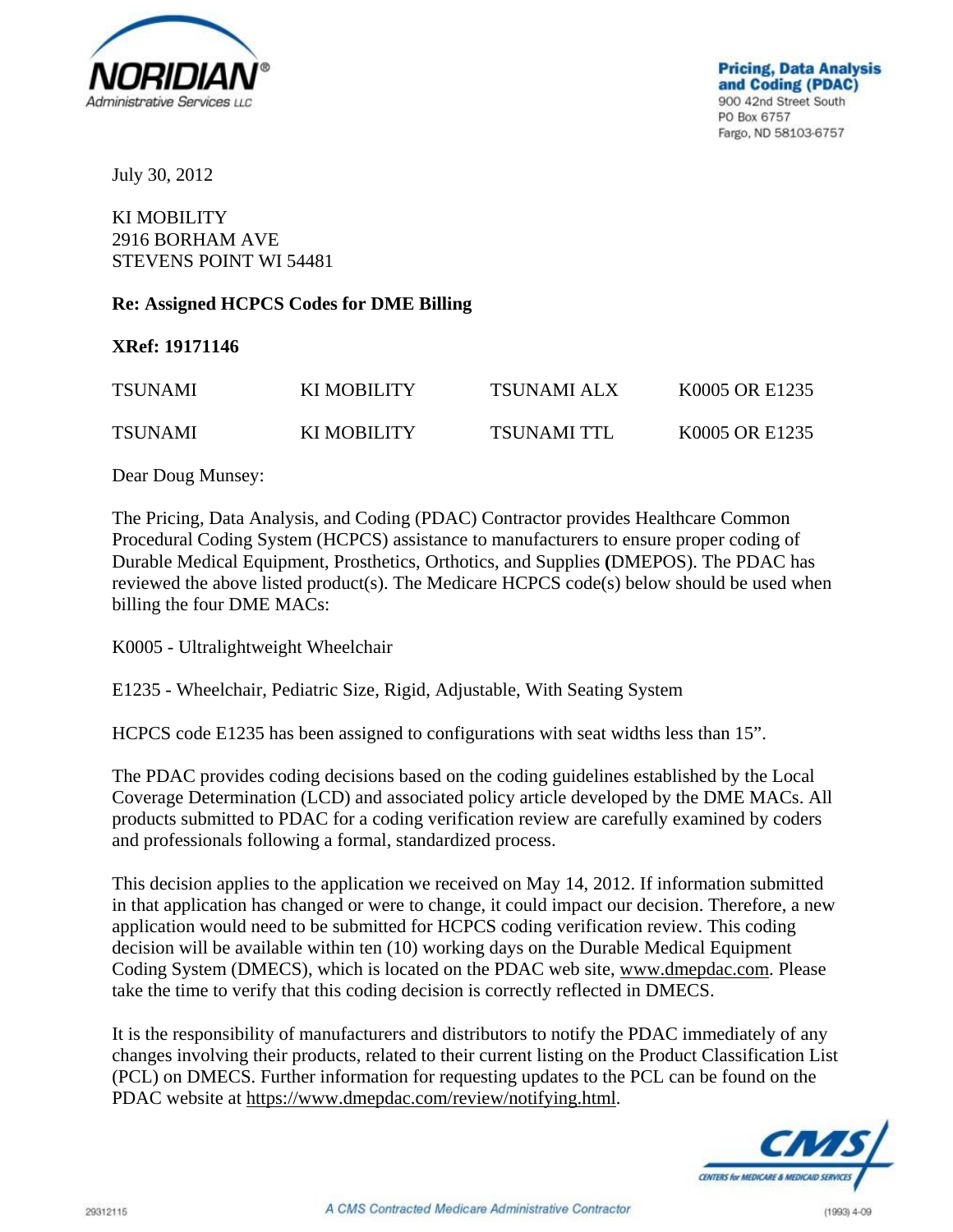NORIDIAN®
Administrative Services LLC

**Pricing, Data Analysis and Coding (PDAC)**
900 42nd Street South
PO Box 6757
Fargo, ND 58103-6757

July 30, 2012

KI MOBILITY
2916 BORHAM AVE
STEVENS POINT WI 54481

**Re: Assigned HCPCS Codes for DME Billing**

**XRef: 19171146**

| | | | |
|---|---|---|---|
| TSUNAMI | KI MOBILITY | TSUNAMI ALX | K0005 OR E1235 |
| TSUNAMI | KI MOBILITY | TSUNAMI TTL | K0005 OR E1235 |

Dear Doug Munsey:

The Pricing, Data Analysis, and Coding (PDAC) Contractor provides Healthcare Common Procedural Coding System (HCPCS) assistance to manufacturers to ensure proper coding of Durable Medical Equipment, Prosthetics, Orthotics, and Supplies **(**DMEPOS). The PDAC has reviewed the above listed product(s). The Medicare HCPCS code(s) below should be used when billing the four DME MACs:

K0005 - Ultralightweight Wheelchair

E1235 - Wheelchair, Pediatric Size, Rigid, Adjustable, With Seating System

HCPCS code E1235 has been assigned to configurations with seat widths less than 15".

The PDAC provides coding decisions based on the coding guidelines established by the Local Coverage Determination (LCD) and associated policy article developed by the DME MACs. All products submitted to PDAC for a coding verification review are carefully examined by coders and professionals following a formal, standardized process.

This decision applies to the application we received on May 14, 2012. If information submitted in that application has changed or were to change, it could impact our decision. Therefore, a new application would need to be submitted for HCPCS coding verification review. This coding decision will be available within ten (10) working days on the Durable Medical Equipment Coding System (DMECS), which is located on the PDAC web site, www.dmepdac.com. Please take the time to verify that this coding decision is correctly reflected in DMECS.

It is the responsibility of manufacturers and distributors to notify the PDAC immediately of any changes involving their products, related to their current listing on the Product Classification List (PCL) on DMECS. Further information for requesting updates to the PCL can be found on the PDAC website at https://www.dmepdac.com/review/notifying.html.

CMS CENTERS for MEDICARE & MEDICAID SERVICES

29312115

A CMS Contracted Medicare Administrative Contractor

(1993) 4-09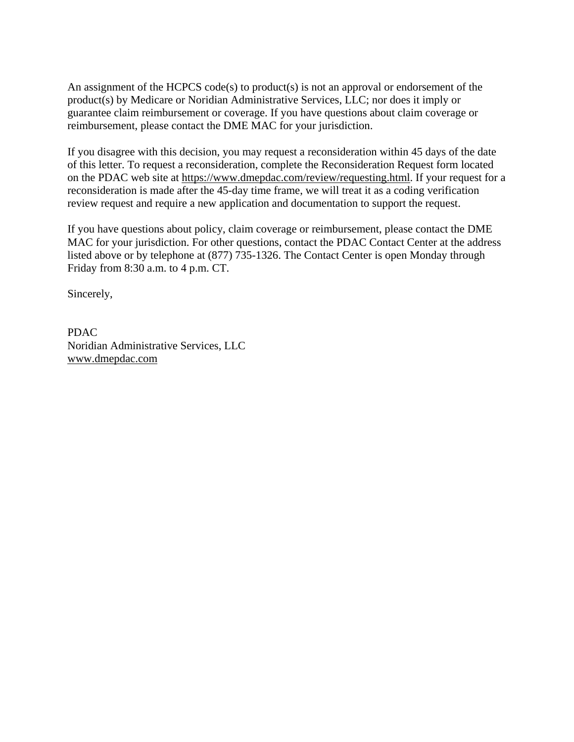An assignment of the HCPCS code(s) to product(s) is not an approval or endorsement of the product(s) by Medicare or Noridian Administrative Services, LLC; nor does it imply or guarantee claim reimbursement or coverage. If you have questions about claim coverage or reimbursement, please contact the DME MAC for your jurisdiction.

If you disagree with this decision, you may request a reconsideration within 45 days of the date of this letter. To request a reconsideration, complete the Reconsideration Request form located on the PDAC web site at https://www.dmepdac.com/review/requesting.html. If your request for a reconsideration is made after the 45-day time frame, we will treat it as a coding verification review request and require a new application and documentation to support the request.

If you have questions about policy, claim coverage or reimbursement, please contact the DME MAC for your jurisdiction. For other questions, contact the PDAC Contact Center at the address listed above or by telephone at (877) 735-1326. The Contact Center is open Monday through Friday from 8:30 a.m. to 4 p.m. CT.

Sincerely,

PDAC
Noridian Administrative Services, LLC
www.dmepdac.com